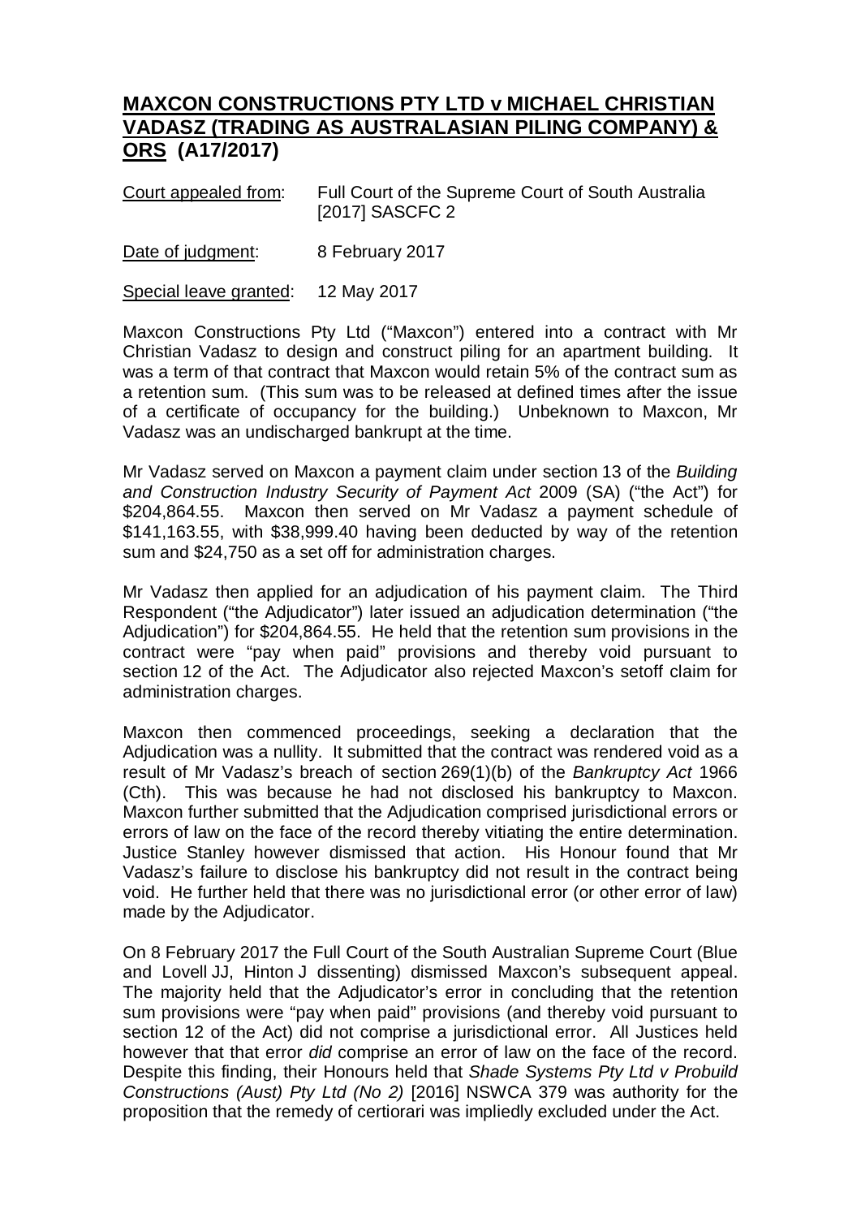# **MAXCON CONSTRUCTIONS PTY LTD v MICHAEL CHRISTIAN VADASZ (TRADING AS AUSTRALASIAN PILING COMPANY) & ORS (A17/2017)**

Court appealed from: Full Court of the Supreme Court of South Australia [2017] SASCFC 2

Date of judgment: 8 February 2017

Special leave granted: 12 May 2017

Maxcon Constructions Pty Ltd ("Maxcon") entered into a contract with Mr Christian Vadasz to design and construct piling for an apartment building. It was a term of that contract that Maxcon would retain 5% of the contract sum as a retention sum. (This sum was to be released at defined times after the issue of a certificate of occupancy for the building.) Unbeknown to Maxcon, Mr Vadasz was an undischarged bankrupt at the time.

Mr Vadasz served on Maxcon a payment claim under section 13 of the *Building and Construction Industry Security of Payment Act* 2009 (SA) ("the Act") for $204,864.55. Maxcon then served on Mr Vadasz a payment schedule of $141,163.55, with $38,999.40 having been deducted by way of the retention sum and $24,750 as a set off for administration charges.

Mr Vadasz then applied for an adjudication of his payment claim. The Third Respondent ("the Adjudicator") later issued an adjudication determination ("the Adjudication") for $204,864.55. He held that the retention sum provisions in the contract were "pay when paid" provisions and thereby void pursuant to section 12 of the Act. The Adjudicator also rejected Maxcon's setoff claim for administration charges.

Maxcon then commenced proceedings, seeking a declaration that the Adjudication was a nullity. It submitted that the contract was rendered void as a result of Mr Vadasz's breach of section 269(1)(b) of the *Bankruptcy Act* 1966 (Cth). This was because he had not disclosed his bankruptcy to Maxcon. Maxcon further submitted that the Adjudication comprised jurisdictional errors or errors of law on the face of the record thereby vitiating the entire determination. Justice Stanley however dismissed that action. His Honour found that Mr Vadasz's failure to disclose his bankruptcy did not result in the contract being void. He further held that there was no jurisdictional error (or other error of law) made by the Adjudicator.

On 8 February 2017 the Full Court of the South Australian Supreme Court (Blue and Lovell JJ, Hinton J dissenting) dismissed Maxcon's subsequent appeal. The majority held that the Adjudicator's error in concluding that the retention sum provisions were "pay when paid" provisions (and thereby void pursuant to section 12 of the Act) did not comprise a jurisdictional error. All Justices held however that that error *did* comprise an error of law on the face of the record. Despite this finding, their Honours held that *Shade Systems Pty Ltd v Probuild Constructions (Aust) Pty Ltd (No 2)* [2016] NSWCA 379 was authority for the proposition that the remedy of certiorari was impliedly excluded under the Act.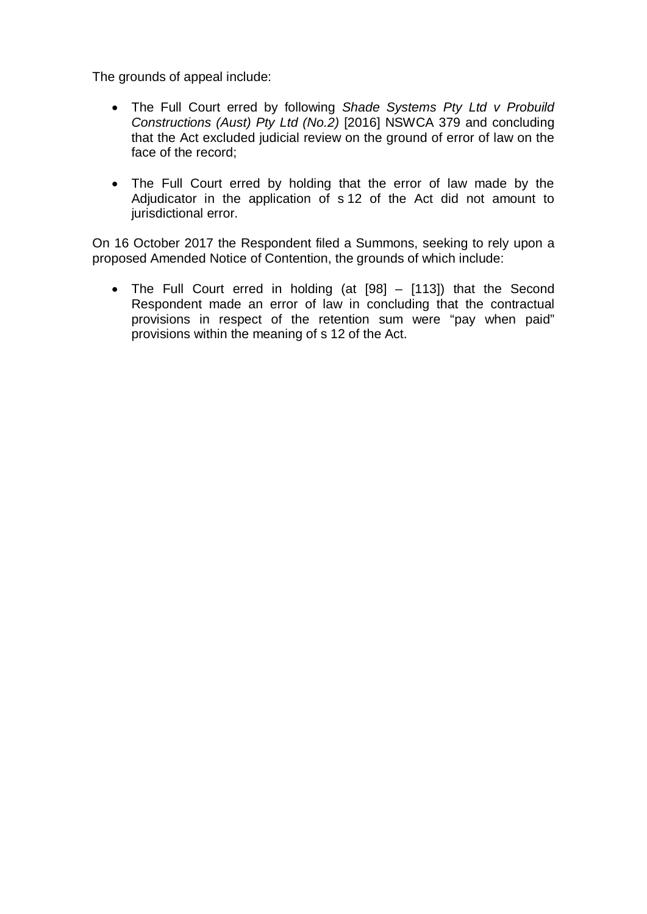The grounds of appeal include:

- The Full Court erred by following *Shade Systems Pty Ltd v Probuild Constructions (Aust) Pty Ltd (No.2)* [2016] NSWCA 379 and concluding that the Act excluded judicial review on the ground of error of law on the face of the record;

- The Full Court erred by holding that the error of law made by the Adjudicator in the application of s 12 of the Act did not amount to jurisdictional error.

On 16 October 2017 the Respondent filed a Summons, seeking to rely upon a proposed Amended Notice of Contention, the grounds of which include:

- The Full Court erred in holding (at [98] – [113]) that the Second Respondent made an error of law in concluding that the contractual provisions in respect of the retention sum were "pay when paid" provisions within the meaning of s 12 of the Act.